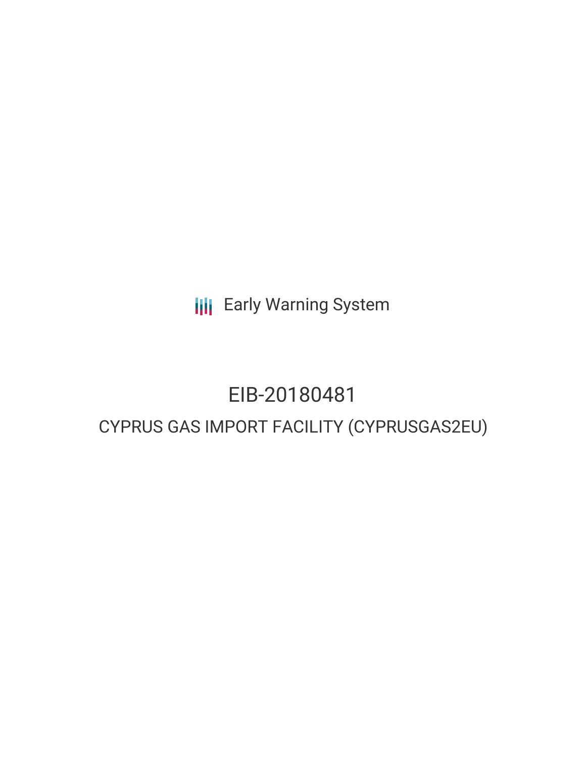Early Warning System

# EIB-20180481

## CYPRUS GAS IMPORT FACILITY (CYPRUSGAS2EU)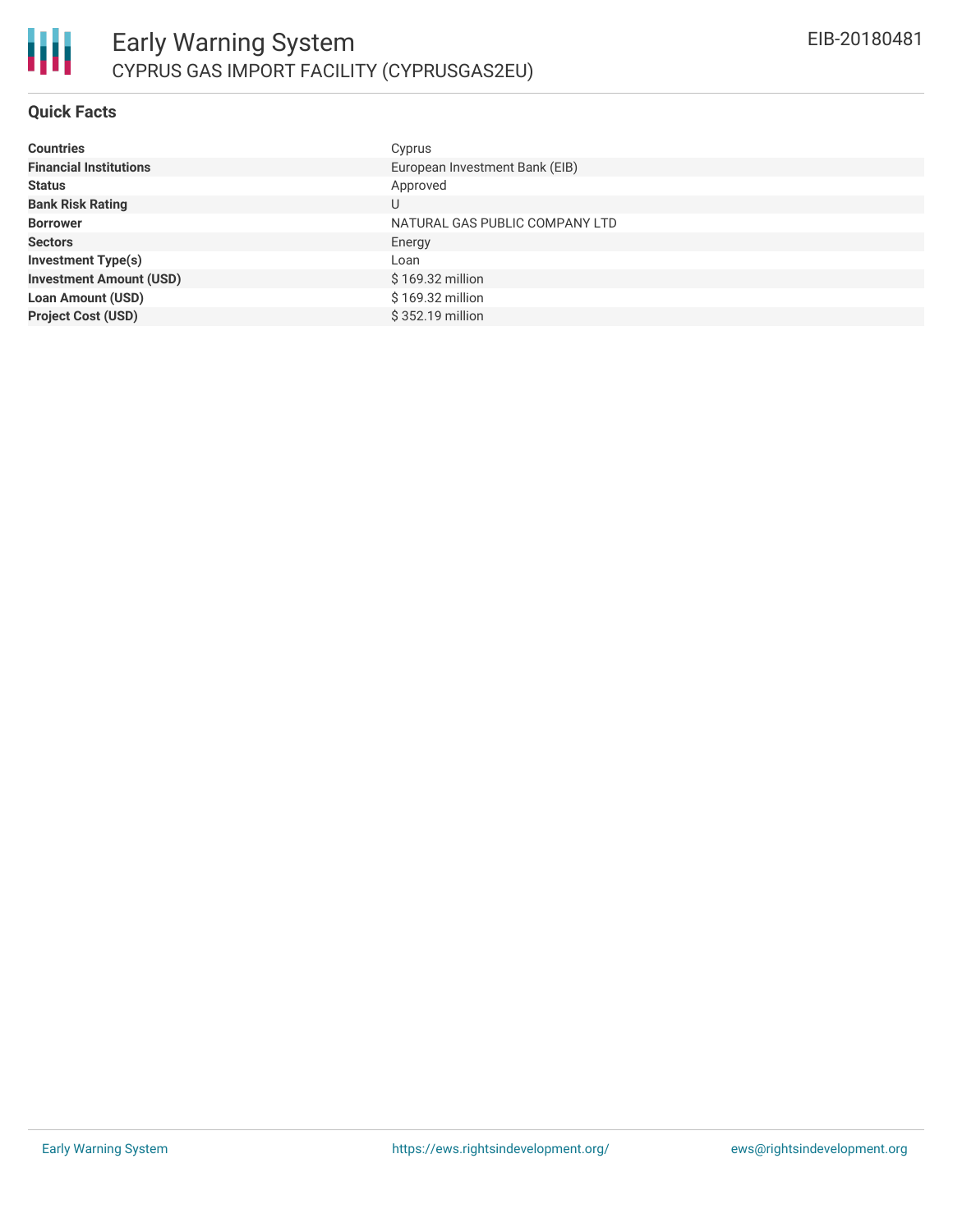# Early Warning System

## CYPRUS GAS IMPORT FACILITY (CYPRUSGAS2EU)

EIB-20180481

### Quick Facts

| | |
|---|---|
| **Countries** | Cyprus |
| **Financial Institutions** | European Investment Bank (EIB) |
| **Status** | Approved |
| **Bank Risk Rating** | U |
| **Borrower** | NATURAL GAS PUBLIC COMPANY LTD |
| **Sectors** | Energy |
| **Investment Type(s)** | Loan |
| **Investment Amount (USD)** | $ 169.32 million |
| **Loan Amount (USD)** | $ 169.32 million |
| **Project Cost (USD)** | $ 352.19 million |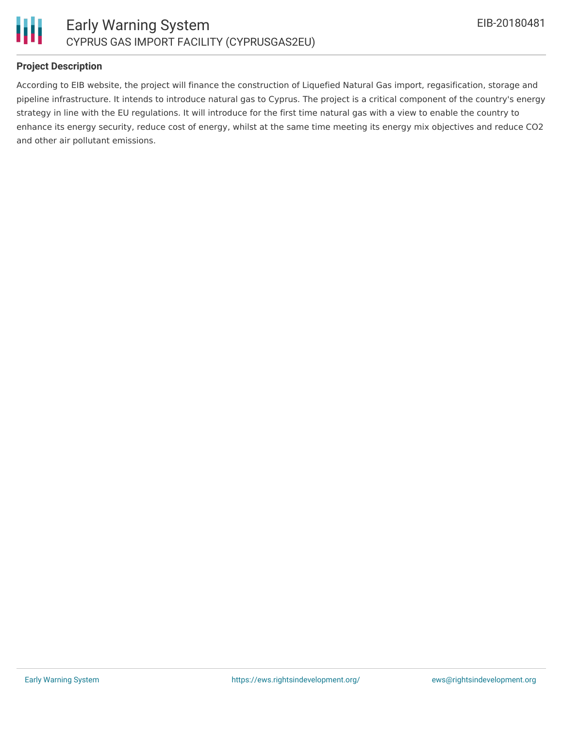### Project Description

According to EIB website, the project will finance the construction of Liquefied Natural Gas import, regasification, storage and pipeline infrastructure. It intends to introduce natural gas to Cyprus. The project is a critical component of the country's energy strategy in line with the EU regulations. It will introduce for the first time natural gas with a view to enable the country to enhance its energy security, reduce cost of energy, whilst at the same time meeting its energy mix objectives and reduce $CO_2$ and other air pollutant emissions.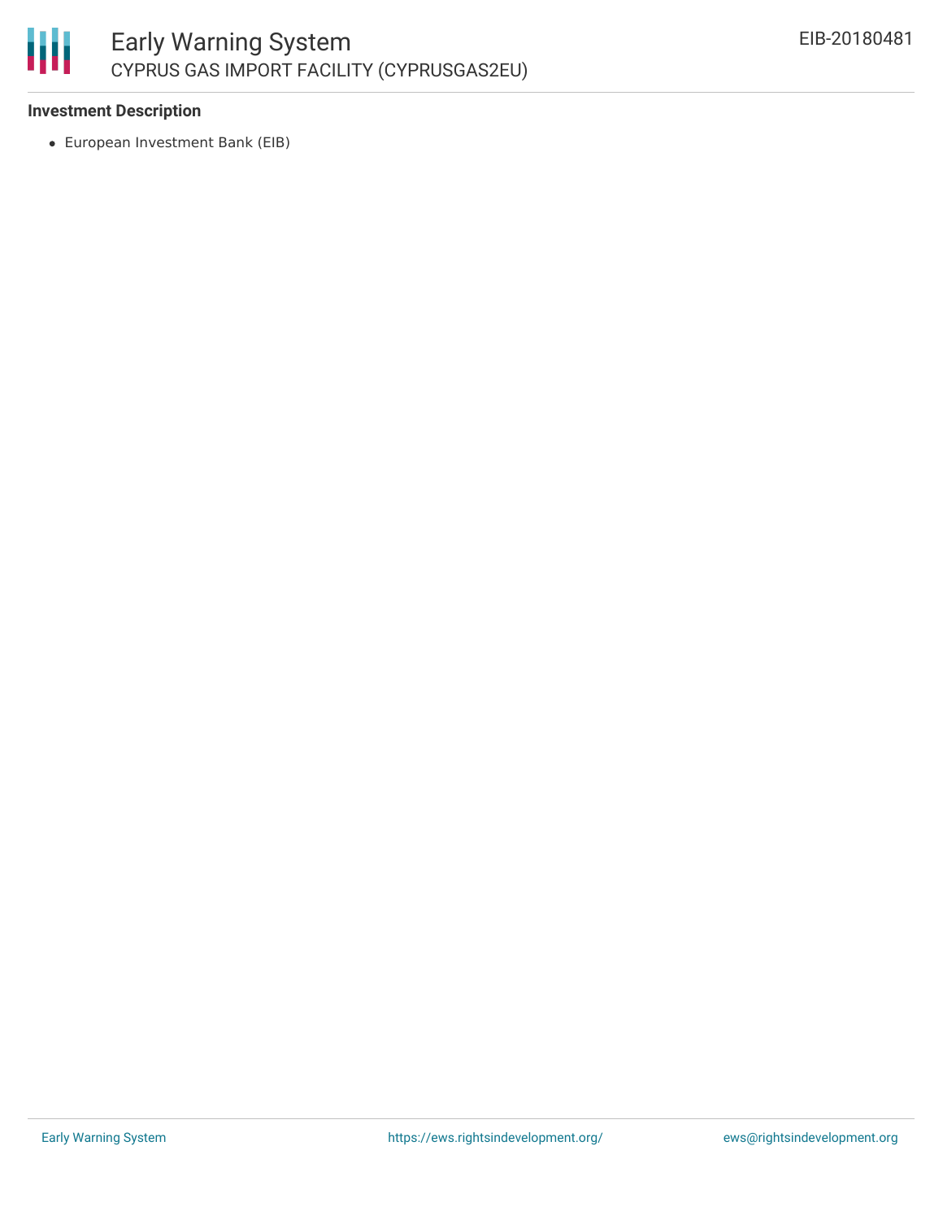**Investment Description**

- European Investment Bank (EIB)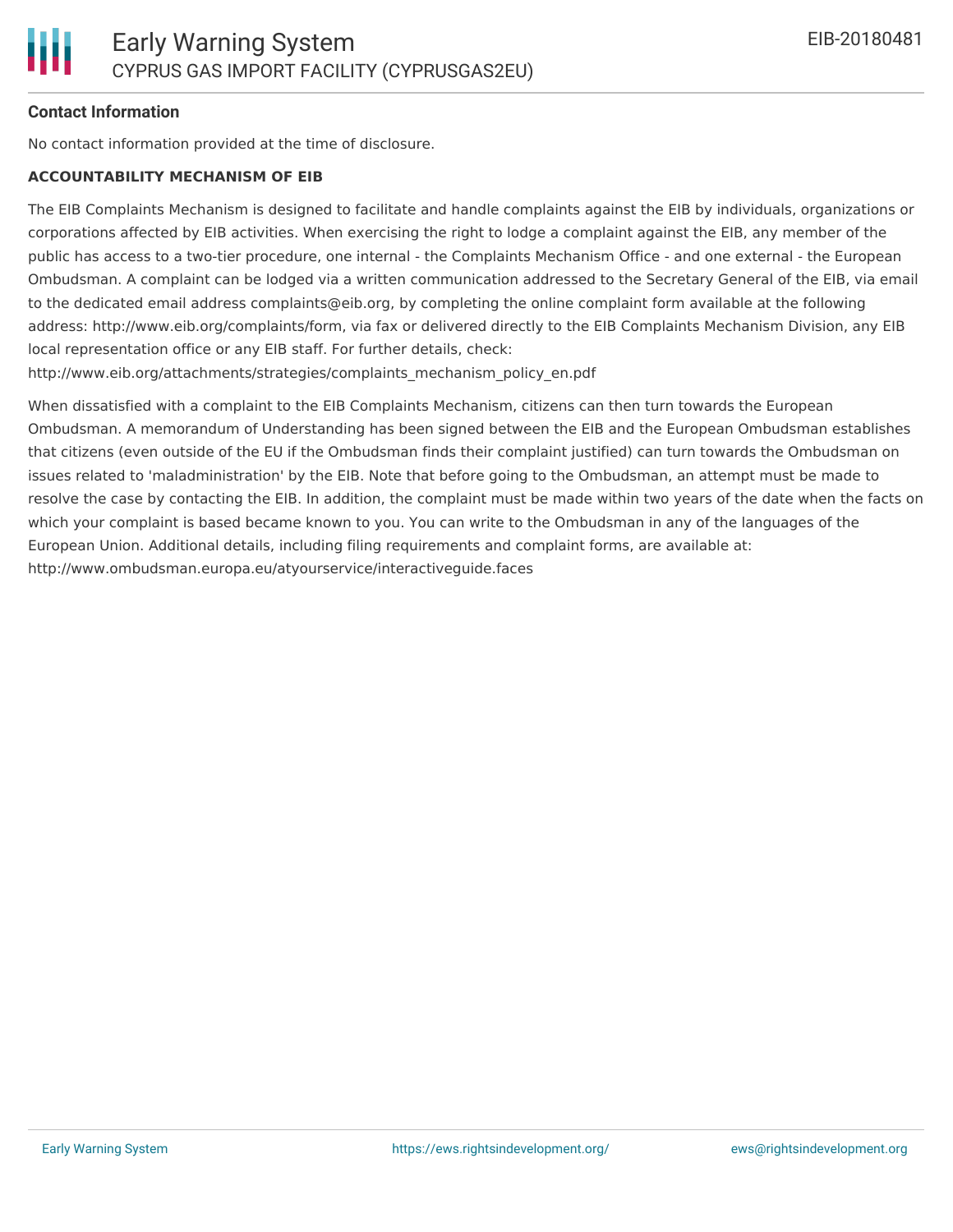**Contact Information**

No contact information provided at the time of disclosure.

**ACCOUNTABILITY MECHANISM OF EIB**

The EIB Complaints Mechanism is designed to facilitate and handle complaints against the EIB by individuals, organizations or corporations affected by EIB activities. When exercising the right to lodge a complaint against the EIB, any member of the public has access to a two-tier procedure, one internal - the Complaints Mechanism Office - and one external - the European Ombudsman. A complaint can be lodged via a written communication addressed to the Secretary General of the EIB, via email to the dedicated email address complaints@eib.org, by completing the online complaint form available at the following address: http://www.eib.org/complaints/form, via fax or delivered directly to the EIB Complaints Mechanism Division, any EIB local representation office or any EIB staff. For further details, check: http://www.eib.org/attachments/strategies/complaints_mechanism_policy_en.pdf

When dissatisfied with a complaint to the EIB Complaints Mechanism, citizens can then turn towards the European Ombudsman. A memorandum of Understanding has been signed between the EIB and the European Ombudsman establishes that citizens (even outside of the EU if the Ombudsman finds their complaint justified) can turn towards the Ombudsman on issues related to 'maladministration' by the EIB. Note that before going to the Ombudsman, an attempt must be made to resolve the case by contacting the EIB. In addition, the complaint must be made within two years of the date when the facts on which your complaint is based became known to you. You can write to the Ombudsman in any of the languages of the European Union. Additional details, including filing requirements and complaint forms, are available at: http://www.ombudsman.europa.eu/atyourservice/interactiveguide.faces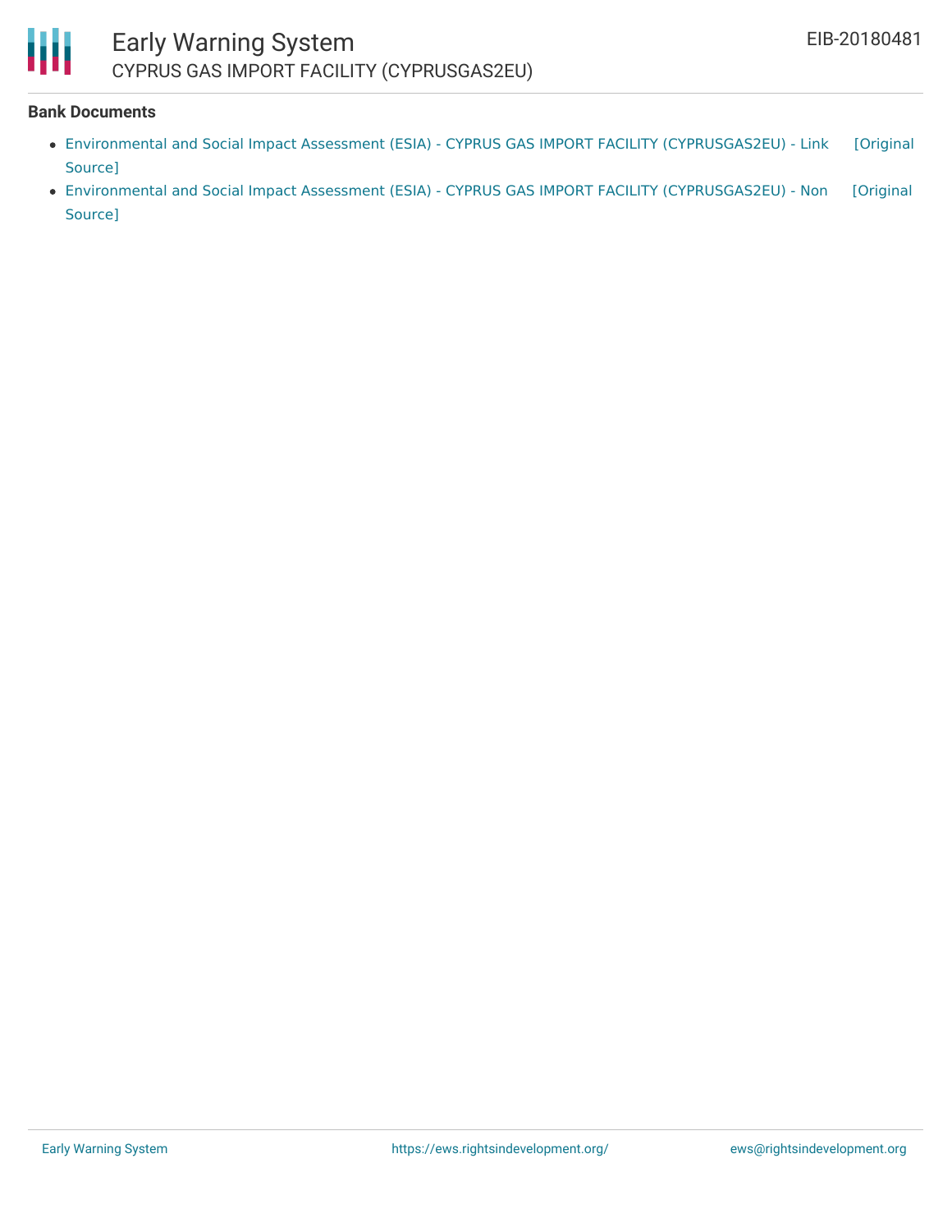**Bank Documents**

- Environmental and Social Impact Assessment (ESIA) - CYPRUS GAS IMPORT FACILITY (CYPRUSGAS2EU) - Link [Original Source]
- Environmental and Social Impact Assessment (ESIA) - CYPRUS GAS IMPORT FACILITY (CYPRUSGAS2EU) - Non [Original Source]